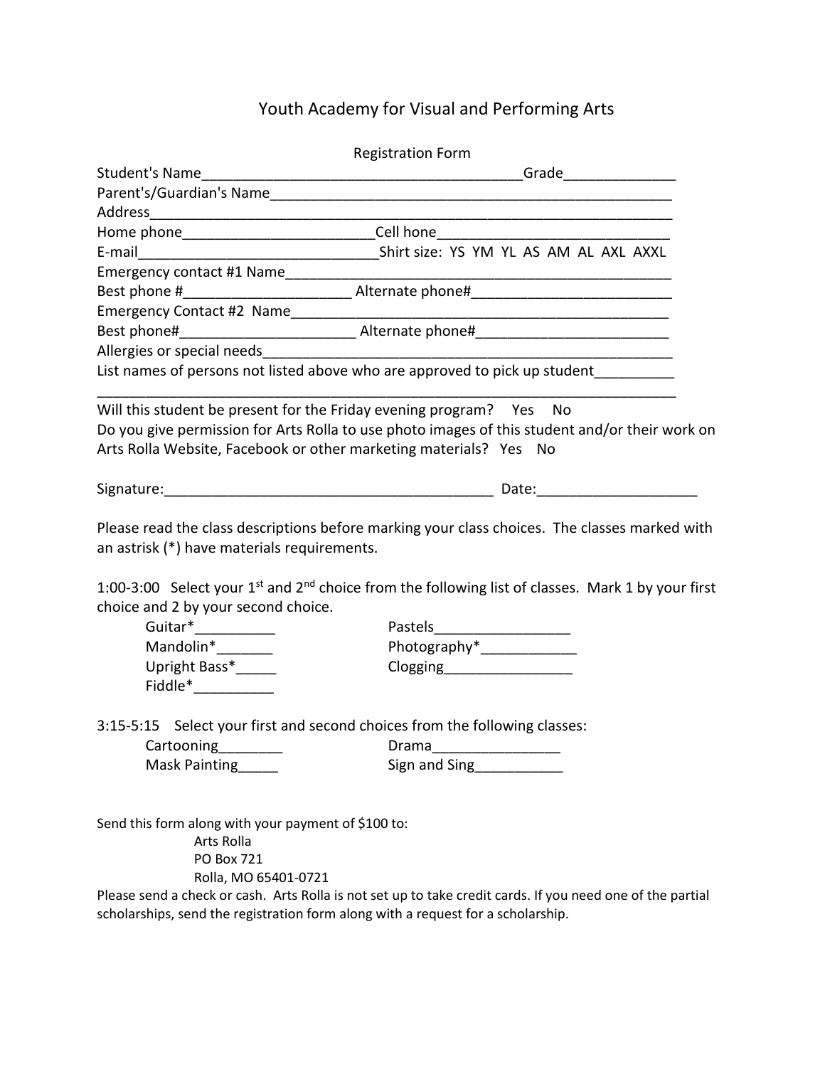# Youth Academy for Visual and Performing Arts

Registration Form

Student's Name__________________________________________Grade______________

Parent's/Guardian's Name___________________________________________________

Address_________________________________________________________________

Home phone________________________Cell hone______________________________

E-mail______________________________Shirt size: YS YM YL AS AM AL AXL AXXL

Emergency contact #1 Name__________________________________________________

Best phone #_____________________ Alternate phone#_________________________

Emergency Contact #2 Name_________________________________________________

Best phone#______________________ Alternate phone#_________________________

Allergies or special needs___________________________________________________

List names of persons not listed above who are approved to pick up student__________

_______________________________________________________________________

Will this student be present for the Friday evening program? Yes No

Do you give permission for Arts Rolla to use photo images of this student and/or their work on Arts Rolla Website, Facebook or other marketing materials? Yes No

Signature:________________________________________ Date:___________________

Please read the class descriptions before marking your class choices. The classes marked with an astrisk (*) have materials requirements.

1:00-3:00 Select your 1st and 2nd choice from the following list of classes. Mark 1 by your first choice and 2 by your second choice.

- Guitar*__________
- Mandolin*_______
- Upright Bass*_____
- Fiddle*__________
- Pastels_________________
- Photography*____________
- Clogging________________

3:15-5:15 Select your first and second choices from the following classes:

- Cartooning________
- Mask Painting_____
- Drama________________
- Sign and Sing___________

Send this form along with your payment of $100 to:

Arts Rolla
PO Box 721
Rolla, MO 65401-0721

Please send a check or cash. Arts Rolla is not set up to take credit cards. If you need one of the partial scholarships, send the registration form along with a request for a scholarship.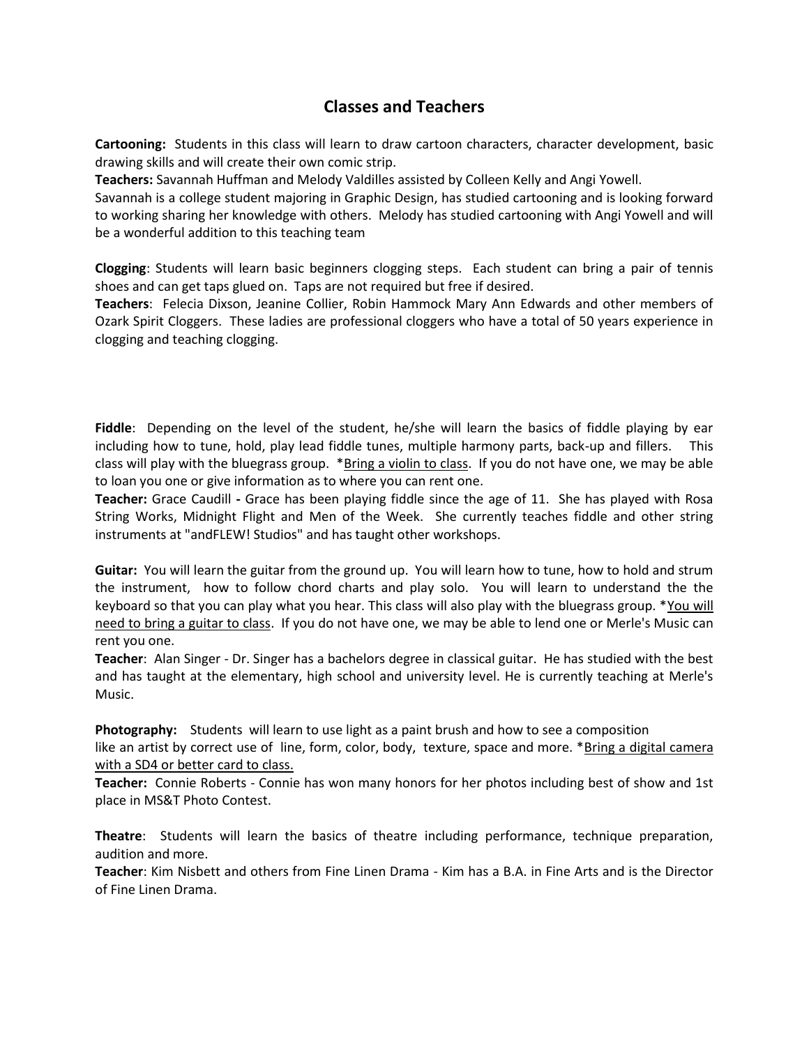# Classes and Teachers

**Cartooning:** Students in this class will learn to draw cartoon characters, character development, basic drawing skills and will create their own comic strip.
**Teachers:** Savannah Huffman and Melody Valdilles assisted by Colleen Kelly and Angi Yowell.
Savannah is a college student majoring in Graphic Design, has studied cartooning and is looking forward to working sharing her knowledge with others. Melody has studied cartooning with Angi Yowell and will be a wonderful addition to this teaching team

**Clogging**: Students will learn basic beginners clogging steps. Each student can bring a pair of tennis shoes and can get taps glued on. Taps are not required but free if desired.
**Teachers**: Felecia Dixson, Jeanine Collier, Robin Hammock Mary Ann Edwards and other members of Ozark Spirit Cloggers. These ladies are professional cloggers who have a total of 50 years experience in clogging and teaching clogging.

**Fiddle**: Depending on the level of the student, he/she will learn the basics of fiddle playing by ear including how to tune, hold, play lead fiddle tunes, multiple harmony parts, back-up and fillers. This class will play with the bluegrass group. *Bring a violin to class. If you do not have one, we may be able to loan you one or give information as to where you can rent one.
**Teacher:** Grace Caudill **-** Grace has been playing fiddle since the age of 11. She has played with Rosa String Works, Midnight Flight and Men of the Week. She currently teaches fiddle and other string instruments at "andFLEW! Studios" and has taught other workshops.

**Guitar:** You will learn the guitar from the ground up. You will learn how to tune, how to hold and strum the instrument, how to follow chord charts and play solo. You will learn to understand the the keyboard so that you can play what you hear. This class will also play with the bluegrass group. *You will need to bring a guitar to class. If you do not have one, we may be able to lend one or Merle's Music can rent you one.
**Teacher**: Alan Singer - Dr. Singer has a bachelors degree in classical guitar. He has studied with the best and has taught at the elementary, high school and university level. He is currently teaching at Merle's Music.

**Photography:** Students will learn to use light as a paint brush and how to see a composition like an artist by correct use of line, form, color, body, texture, space and more. *Bring a digital camera with a SD4 or better card to class.
**Teacher:** Connie Roberts - Connie has won many honors for her photos including best of show and 1st place in MS&T Photo Contest.

**Theatre**: Students will learn the basics of theatre including performance, technique preparation, audition and more.
**Teacher**: Kim Nisbett and others from Fine Linen Drama - Kim has a B.A. in Fine Arts and is the Director of Fine Linen Drama.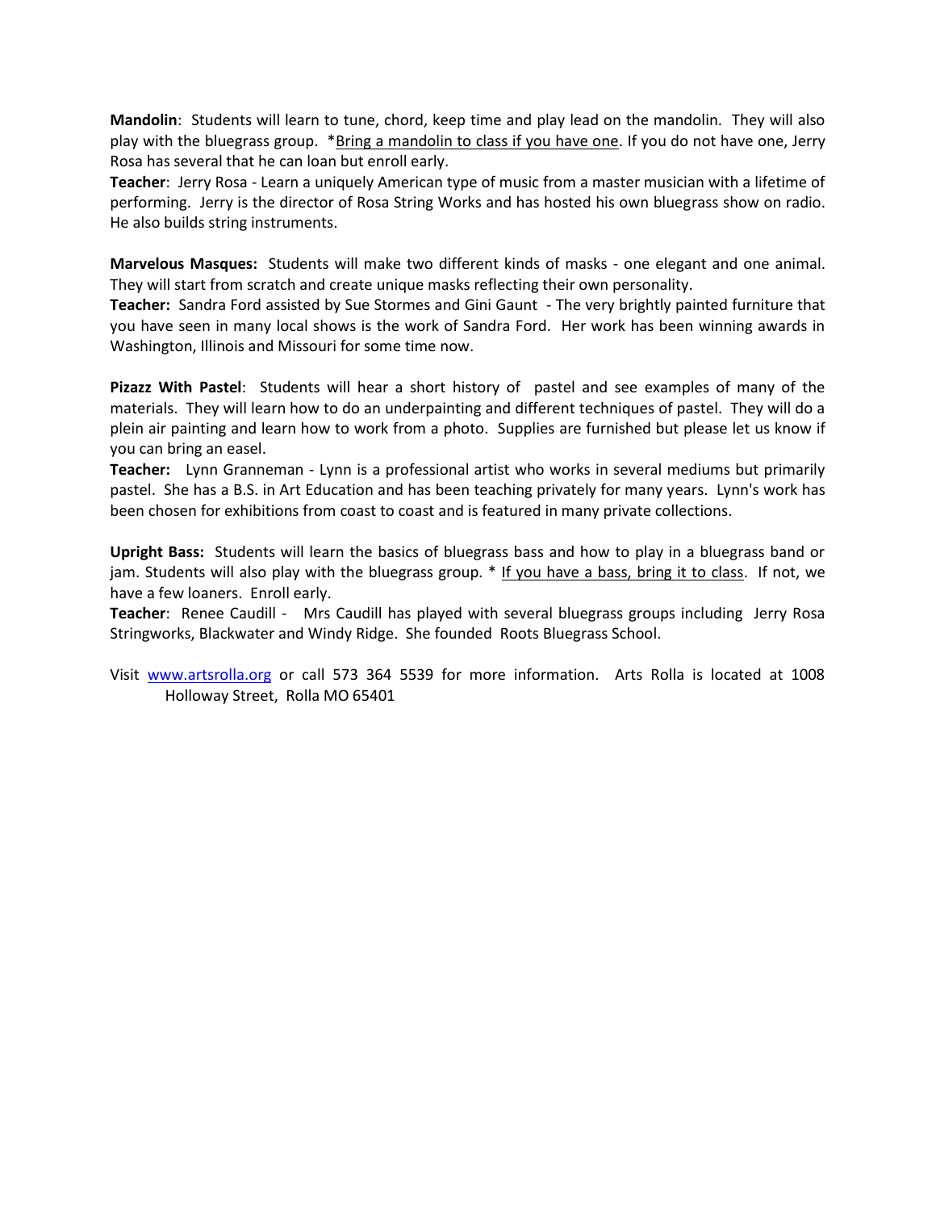**Mandolin**: Students will learn to tune, chord, keep time and play lead on the mandolin. They will also play with the bluegrass group. *<u>Bring a mandolin to class if you have one</u>. If you do not have one, Jerry Rosa has several that he can loan but enroll early.

**Teacher**: Jerry Rosa - Learn a uniquely American type of music from a master musician with a lifetime of performing. Jerry is the director of Rosa String Works and has hosted his own bluegrass show on radio. He also builds string instruments.

**Marvelous Masques:** Students will make two different kinds of masks - one elegant and one animal. They will start from scratch and create unique masks reflecting their own personality.

**Teacher:** Sandra Ford assisted by Sue Stormes and Gini Gaunt - The very brightly painted furniture that you have seen in many local shows is the work of Sandra Ford. Her work has been winning awards in Washington, Illinois and Missouri for some time now.

**Pizazz With Pastel**: Students will hear a short history of pastel and see examples of many of the materials. They will learn how to do an underpainting and different techniques of pastel. They will do a plein air painting and learn how to work from a photo. Supplies are furnished but please let us know if you can bring an easel.

**Teacher:** Lynn Granneman - Lynn is a professional artist who works in several mediums but primarily pastel. She has a B.S. in Art Education and has been teaching privately for many years. Lynn's work has been chosen for exhibitions from coast to coast and is featured in many private collections.

**Upright Bass:** Students will learn the basics of bluegrass bass and how to play in a bluegrass band or jam. Students will also play with the bluegrass group. * <u>If you have a bass, bring it to class</u>. If not, we have a few loaners. Enroll early.

**Teacher**: Renee Caudill - Mrs Caudill has played with several bluegrass groups including Jerry Rosa Stringworks, Blackwater and Windy Ridge. She founded Roots Bluegrass School.

Visit [www.artsrolla.org](http://www.artsrolla.org) or call 573 364 5539 for more information. Arts Rolla is located at 1008 Holloway Street, Rolla MO 65401